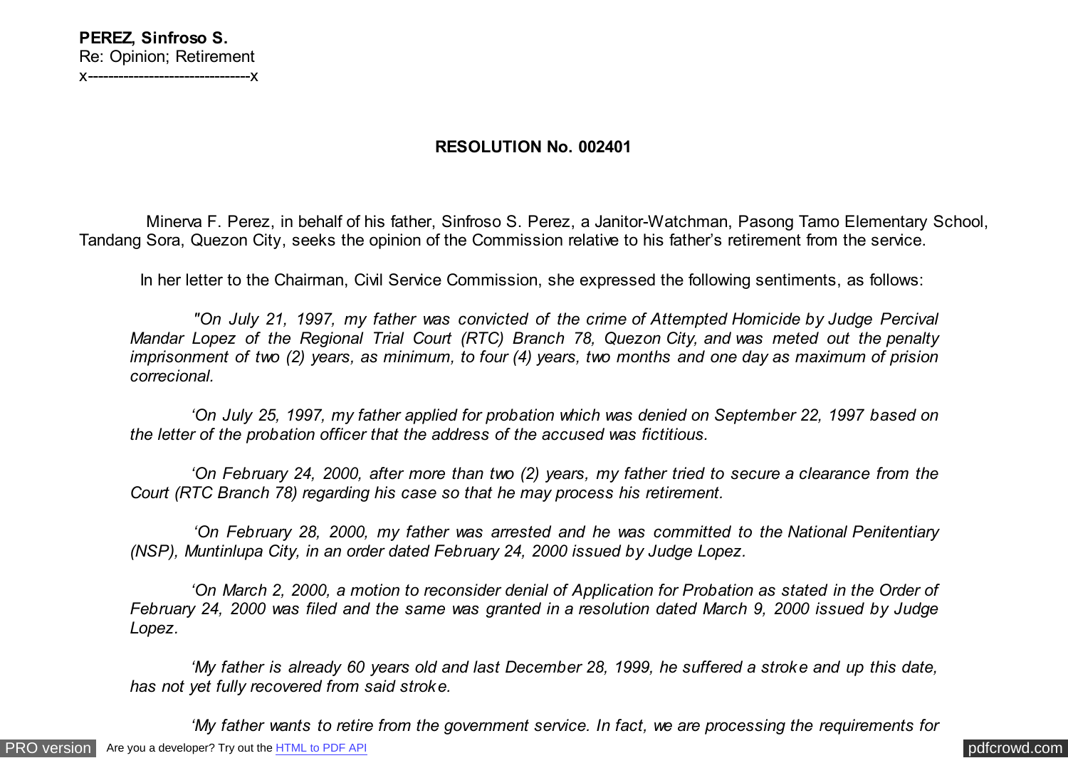**PEREZ, Sinfroso S.**
Re: Opinion; Retirement
x-------------------------------x

**RESOLUTION No. 002401**

Minerva F. Perez, in behalf of his father, Sinfroso S. Perez, a Janitor-Watchman, Pasong Tamo Elementary School, Tandang Sora, Quezon City, seeks the opinion of the Commission relative to his father's retirement from the service.

In her letter to the Chairman, Civil Service Commission, she expressed the following sentiments, as follows:

*"On July 21, 1997, my father was convicted of the crime of Attempted Homicide by Judge Percival Mandar Lopez of the Regional Trial Court (RTC) Branch 78, Quezon City, and was meted out the penalty imprisonment of two (2) years, as minimum, to four (4) years, two months and one day as maximum of prision correcional.*

*'On July 25, 1997, my father applied for probation which was denied on September 22, 1997 based on the letter of the probation officer that the address of the accused was fictitious.*

*'On February 24, 2000, after more than two (2) years, my father tried to secure a clearance from the Court (RTC Branch 78) regarding his case so that he may process his retirement.*

*'On February 28, 2000, my father was arrested and he was committed to the National Penitentiary (NSP), Muntinlupa City, in an order dated February 24, 2000 issued by Judge Lopez.*

*'On March 2, 2000, a motion to reconsider denial of Application for Probation as stated in the Order of February 24, 2000 was filed and the same was granted in a resolution dated March 9, 2000 issued by Judge Lopez.*

*'My father is already 60 years old and last December 28, 1999, he suffered a stroke and up this date, has not yet fully recovered from said stroke.*

*'My father wants to retire from the government service. In fact, we are processing the requirements for*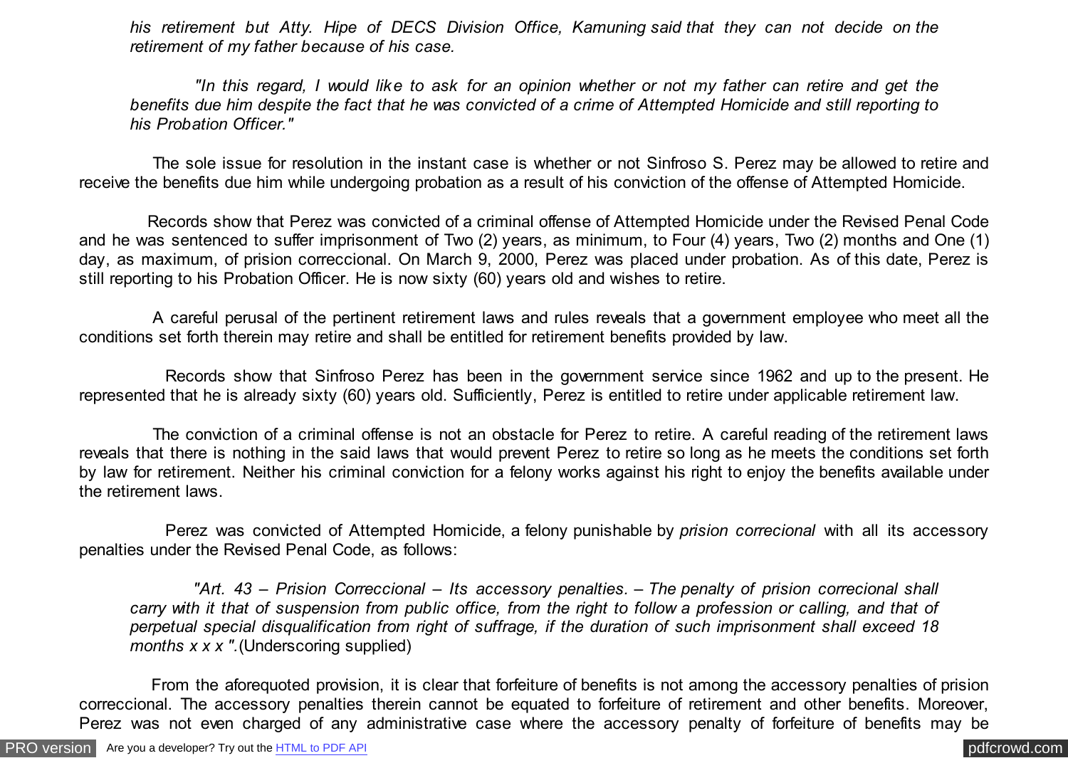*his retirement but Atty. Hipe of DECS Division Office, Kamuning said that they can not decide on the retirement of my father because of his case.*

*"In this regard, I would like to ask for an opinion whether or not my father can retire and get the benefits due him despite the fact that he was convicted of a crime of Attempted Homicide and still reporting to his Probation Officer."*

The sole issue for resolution in the instant case is whether or not Sinfroso S. Perez may be allowed to retire and receive the benefits due him while undergoing probation as a result of his conviction of the offense of Attempted Homicide.

Records show that Perez was convicted of a criminal offense of Attempted Homicide under the Revised Penal Code and he was sentenced to suffer imprisonment of Two (2) years, as minimum, to Four (4) years, Two (2) months and One (1) day, as maximum, of prision correccional. On March 9, 2000, Perez was placed under probation. As of this date, Perez is still reporting to his Probation Officer. He is now sixty (60) years old and wishes to retire.

A careful perusal of the pertinent retirement laws and rules reveals that a government employee who meet all the conditions set forth therein may retire and shall be entitled for retirement benefits provided by law.

Records show that Sinfroso Perez has been in the government service since 1962 and up to the present. He represented that he is already sixty (60) years old. Sufficiently, Perez is entitled to retire under applicable retirement law.

The conviction of a criminal offense is not an obstacle for Perez to retire. A careful reading of the retirement laws reveals that there is nothing in the said laws that would prevent Perez to retire so long as he meets the conditions set forth by law for retirement. Neither his criminal conviction for a felony works against his right to enjoy the benefits available under the retirement laws.

Perez was convicted of Attempted Homicide, a felony punishable by *prision correcional* with all its accessory penalties under the Revised Penal Code, as follows:

*"Art. 43 – Prision Correccional – Its accessory penalties. – The penalty of prision correcional shall carry with it that of suspension from public office, from the right to follow a profession or calling, and that of perpetual special disqualification from right of suffrage, if the duration of such imprisonment shall exceed 18 months x x x ".*(Underscoring supplied)

From the aforequoted provision, it is clear that forfeiture of benefits is not among the accessory penalties of prision correccional. The accessory penalties therein cannot be equated to forfeiture of retirement and other benefits. Moreover, Perez was not even charged of any administrative case where the accessory penalty of forfeiture of benefits may be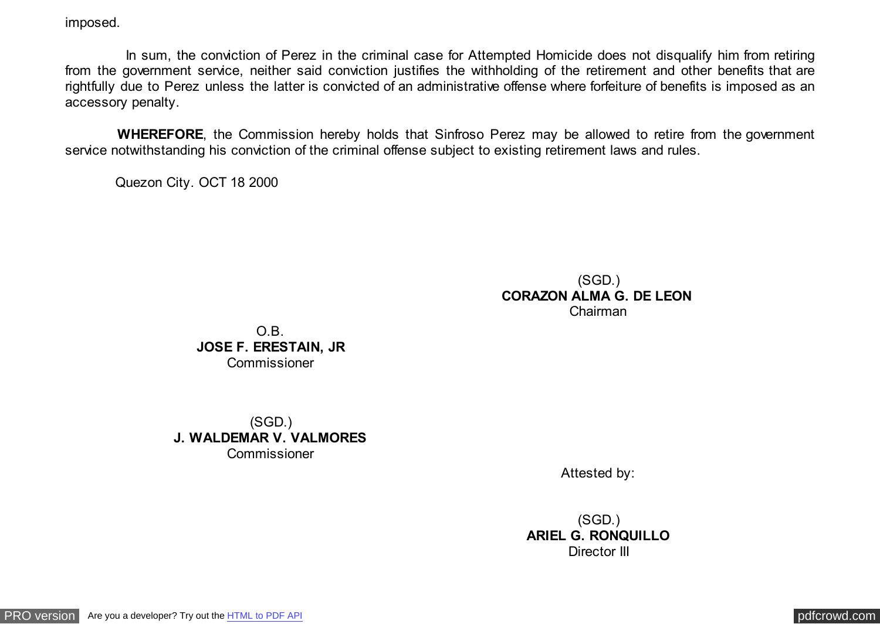imposed.

In sum, the conviction of Perez in the criminal case for Attempted Homicide does not disqualify him from retiring from the government service, neither said conviction justifies the withholding of the retirement and other benefits that are rightfully due to Perez unless the latter is convicted of an administrative offense where forfeiture of benefits is imposed as an accessory penalty.

**WHEREFORE**, the Commission hereby holds that Sinfroso Perez may be allowed to retire from the government service notwithstanding his conviction of the criminal offense subject to existing retirement laws and rules.

Quezon City. OCT 18 2000

(SGD.)
**CORAZON ALMA G. DE LEON**
Chairman

O.B.
**JOSE F. ERESTAIN, JR**
Commissioner

(SGD.)
**J. WALDEMAR V. VALMORES**
Commissioner

Attested by:

(SGD.)
**ARIEL G. RONQUILLO**
Director III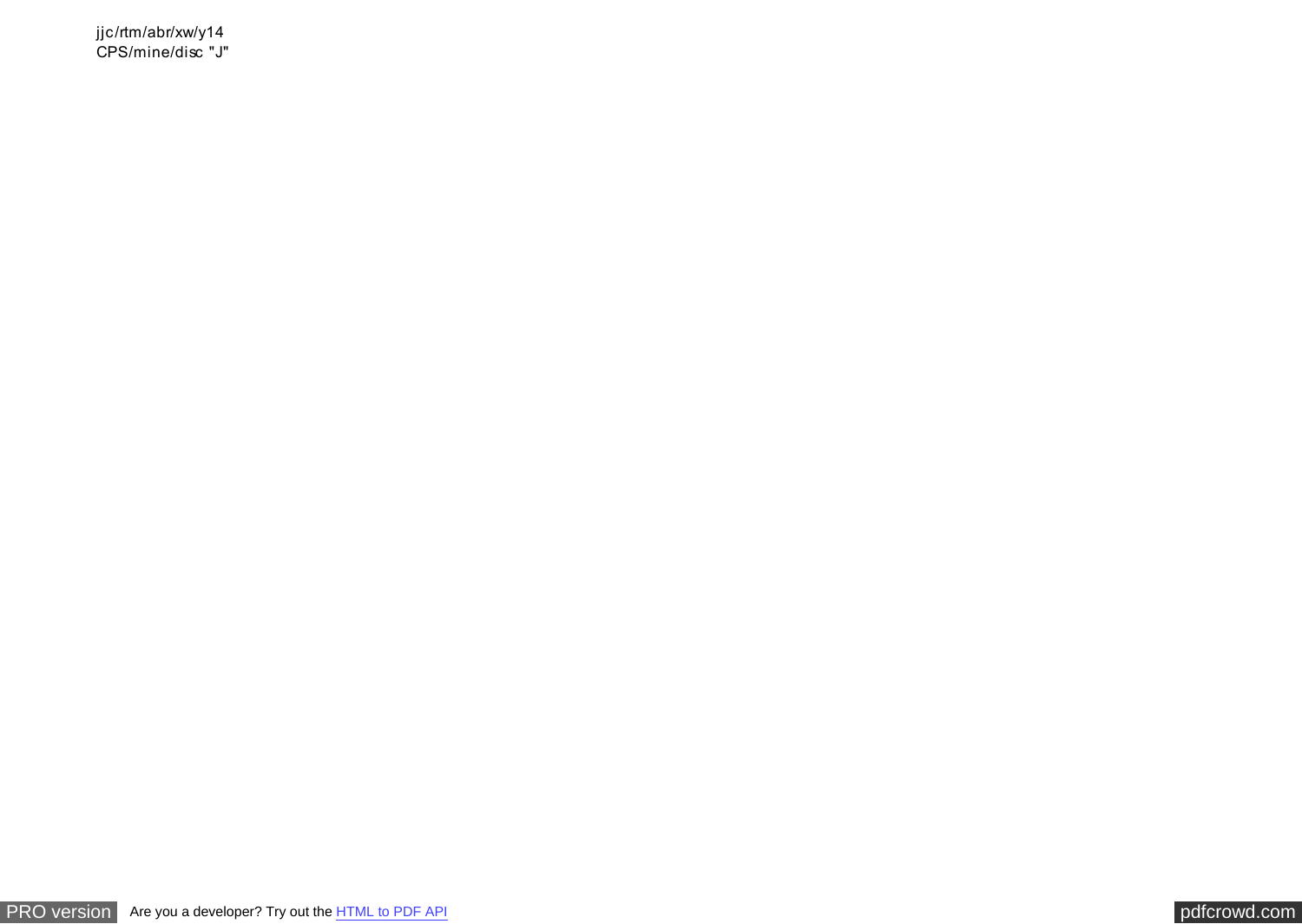jjc/rtm/abr/xw/y14
CPS/mine/disc "J"